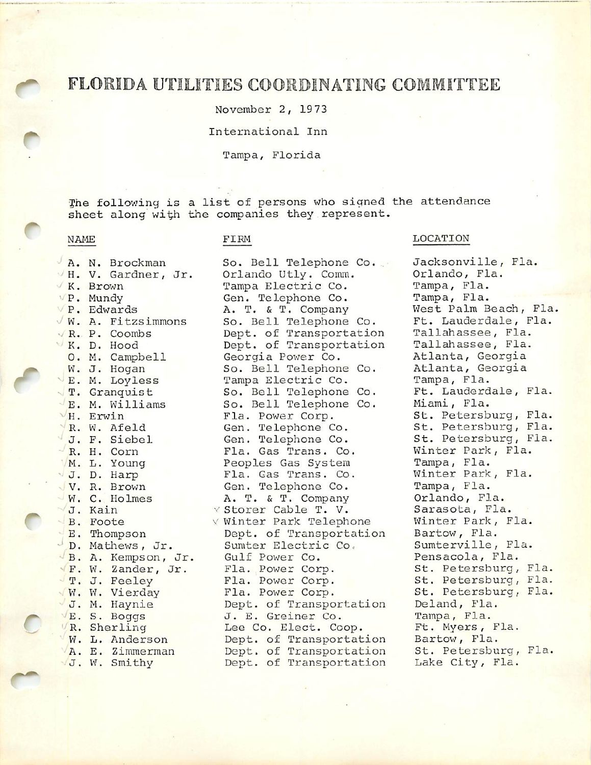# FLORIDA UTILITIES COORDINATING COMMITTEE

November 2, 1973

International Inn

Tampa, Florida

The following is a list of persons who signed the attendance sheet along with the companies they represent.

| NAME | FIRM | LOCATION |
|---|---|---|
| A. N. Brockman | So. Bell Telephone Co. | Jacksonville, Fla. |
| H. V. Gardner, Jr. | Orlando Utly. Comm. | Orlando, Fla. |
| K. Brown | Tampa Electric Co. | Tampa, Fla. |
| P. Mundy | Gen. Telephone Co. | Tampa, Fla. |
| P. Edwards | A. T. & T. Company | West Palm Beach, Fla. |
| W. A. Fitzsimmons | So. Bell Telephone Co. | Ft. Lauderdale, Fla. |
| R. P. Coombs | Dept. of Transportation | Tallahassee, Fla. |
| K. D. Hood | Dept. of Transportation | Tallahassee, Fla. |
| O. M. Campbell | Georgia Power Co. | Atlanta, Georgia |
| W. J. Hogan | So. Bell Telephone Co. | Atlanta, Georgia |
| E. M. Loyless | Tampa Electric Co. | Tampa, Fla. |
| T. Granquist | So. Bell Telephone Co. | Ft. Lauderdale, Fla. |
| E. M. Williams | So. Bell Telephone Co. | Miami, Fla. |
| H. Erwin | Fla. Power Corp. | St. Petersburg, Fla. |
| R. W. Afeld | Gen. Telephone Co. | St. Petersburg, Fla. |
| J. F. Siebel | Gen. Telephone Co. | St. Petersburg, Fla. |
| R. H. Corn | Fla. Gas Trans. Co. | Winter Park, Fla. |
| M. L. Young | Peoples Gas System | Tampa, Fla. |
| J. D. Harp | Fla. Gas Trans. Co. | Winter Park, Fla. |
| V. R. Brown | Gen. Telephone Co. | Tampa, Fla. |
| W. C. Holmes | A. T. & T. Company | Orlando, Fla. |
| J. Kain | Storer Cable T. V. | Sarasota, Fla. |
| B. Foote | Winter Park Telephone | Winter Park, Fla. |
| E. Thompson | Dept. of Transportation | Bartow, Fla. |
| D. Mathews, Jr. | Sumter Electric Co. | Sumterville, Fla. |
| B. A. Kempson, Jr. | Gulf Power Co. | Pensacola, Fla. |
| F. W. Zander, Jr. | Fla. Power Corp. | St. Petersburg, Fla. |
| T. J. Feeley | Fla. Power Corp. | St. Petersburg, Fla. |
| W. W. Vierday | Fla. Power Corp. | St. Petersburg, Fla. |
| J. M. Haynie | Dept. of Transportation | Deland, Fla. |
| E. S. Boggs | J. E. Greiner Co. | Tampa, Fla. |
| R. Sherling | Lee Co. Elect. Coop. | Ft. Myers, Fla. |
| W. L. Anderson | Dept. of Transportation | Bartow, Fla. |
| A. E. Zimmerman | Dept. of Transportation | St. Petersburg, Fla. |
| J. W. Smithy | Dept. of Transportation | Lake City, Fla. |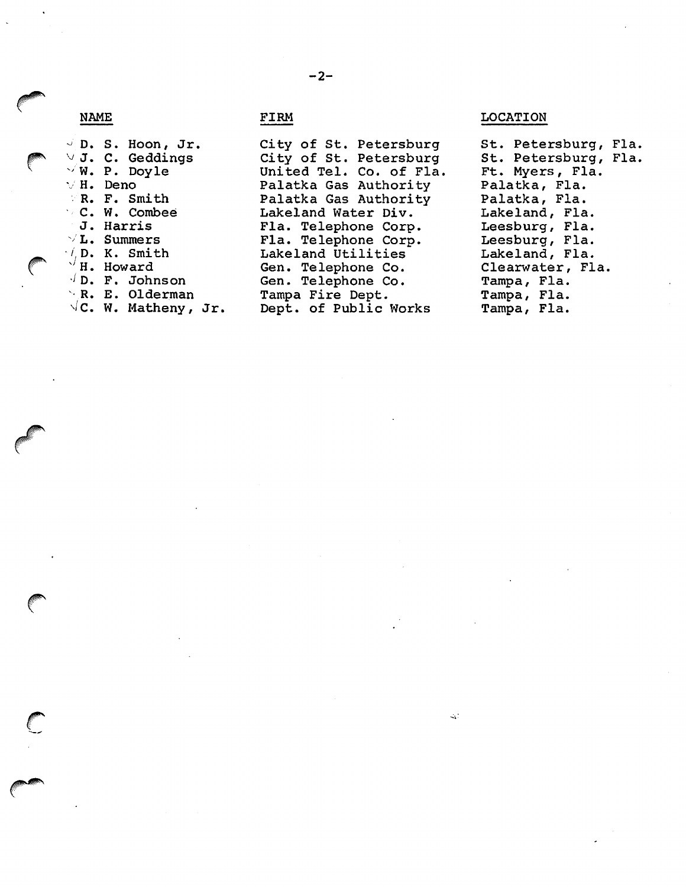| NAME | FIRM | LOCATION |
|---|---|---|
| D. S. Hoon, Jr. | City of St. Petersburg | St. Petersburg, Fla. |
| J. C. Geddings | City of St. Petersburg | St. Petersburg, Fla. |
| W. P. Doyle | United Tel. Co. of Fla. | Ft. Myers, Fla. |
| H. Deno | Palatka Gas Authority | Palatka, Fla. |
| R. F. Smith | Palatka Gas Authority | Palatka, Fla. |
| C. W. Combee | Lakeland Water Div. | Lakeland, Fla. |
| J. Harris | Fla. Telephone Corp. | Leesburg, Fla. |
| L. Summers | Fla. Telephone Corp. | Leesburg, Fla. |
| D. K. Smith | Lakeland Utilities | Lakeland, Fla. |
| H. Howard | Gen. Telephone Co. | Clearwater, Fla. |
| D. F. Johnson | Gen. Telephone Co. | Tampa, Fla. |
| R. E. Olderman | Tampa Fire Dept. | Tampa, Fla. |
| C. W. Matheny, Jr. | Dept. of Public Works | Tampa, Fla. |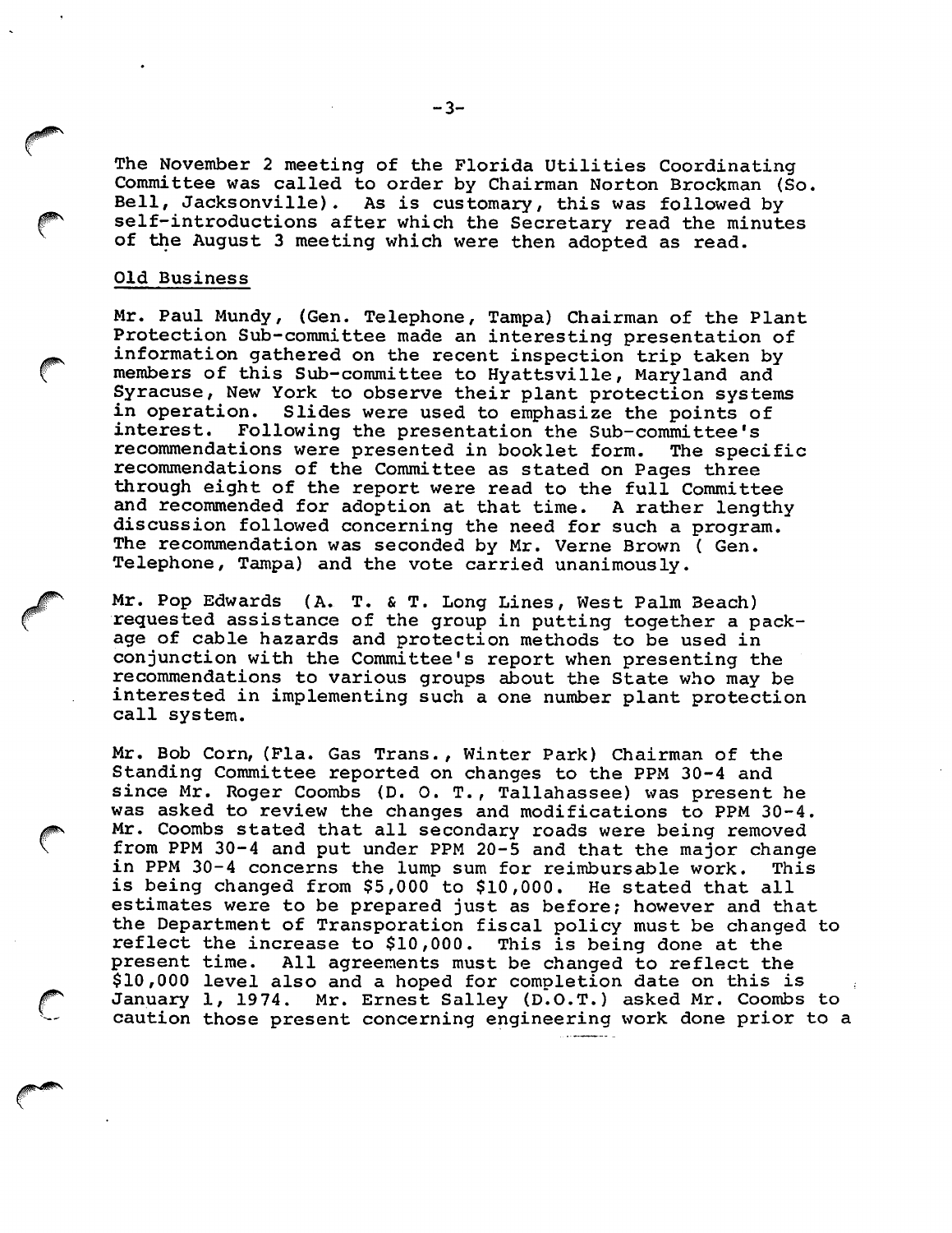The November 2 meeting of the Florida Utilities Coordinating Committee was called to order by Chairman Norton Brockman (So. Bell, Jacksonville). As is customary, this was followed by self-introductions after which the Secretary read the minutes of the August 3 meeting which were then adopted as read.

## Old Business

Mr. Paul Mundy, (Gen. Telephone, Tampa) Chairman of the Plant Protection Sub-committee made an interesting presentation of information gathered on the recent inspection trip taken by members of this Sub-committee to Hyattsville, Maryland and Syracuse, New York to observe their plant protection systems in operation. Slides were used to emphasize the points of interest. Following the presentation the Sub-committee's recommendations were presented in booklet form. The specific recommendations of the Committee as stated on Pages three through eight of the report were read to the full Committee and recommended for adoption at that time. A rather lengthy discussion followed concerning the need for such a program. The recommendation was seconded by Mr. Verne Brown ( Gen. Telephone, Tampa) and the vote carried unanimously.

Mr. Pop Edwards (A. T. & T. Long Lines, West Palm Beach) requested assistance of the group in putting together a package of cable hazards and protection methods to be used in conjunction with the Committee's report when presenting the recommendations to various groups about the State who may be interested in implementing such a one number plant protection call system.

Mr. Bob Corn, (Fla. Gas Trans., Winter Park) Chairman of the Standing Committee reported on changes to the PPM 30-4 and since Mr. Roger Coombs (D. O. T., Tallahassee) was present he was asked to review the changes and modifications to PPM 30-4. Mr. Coombs stated that all secondary roads were being removed from PPM 30-4 and put under PPM 20-5 and that the major change in PPM 30-4 concerns the lump sum for reimbursable work. This is being changed from $5,000 to $10,000. He stated that all estimates were to be prepared just as before; however and that the Department of Transporation fiscal policy must be changed to reflect the increase to $10,000. This is being done at the present time. All agreements must be changed to reflect the $10,000 level also and a hoped for completion date on this is January 1, 1974. Mr. Ernest Salley (D.O.T.) asked Mr. Coombs to caution those present concerning engineering work done prior to a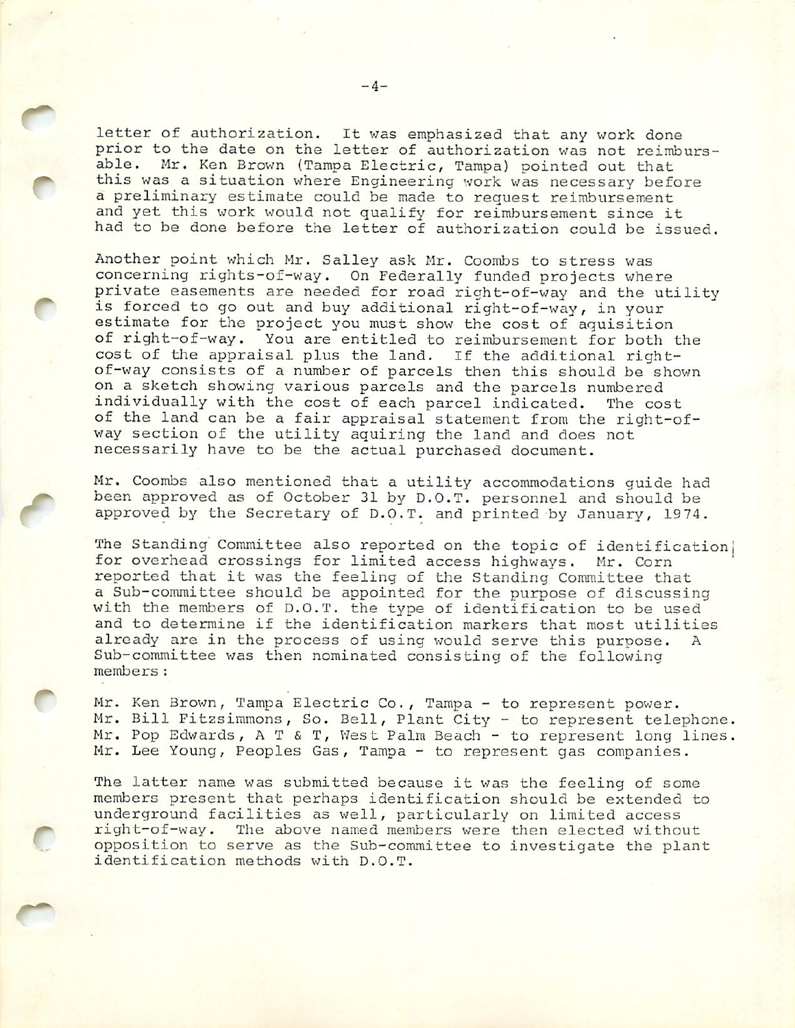letter of authorization. It was emphasized that any work done prior to the date on the letter of authorization was not reimbursable. Mr. Ken Brown (Tampa Electric, Tampa) pointed out that this was a situation where Engineering work was necessary before a preliminary estimate could be made to request reimbursement and yet this work would not qualify for reimbursement since it had to be done before the letter of authorization could be issued.

Another point which Mr. Salley ask Mr. Coombs to stress was concerning rights-of-way. On Federally funded projects where private easements are needed for road right-of-way and the utility is forced to go out and buy additional right-of-way, in your estimate for the project you must show the cost of aquisition of right-of-way. You are entitled to reimbursement for both the cost of the appraisal plus the land. If the additional right-of-way consists of a number of parcels then this should be shown on a sketch showing various parcels and the parcels numbered individually with the cost of each parcel indicated. The cost of the land can be a fair appraisal statement from the right-of-way section of the utility aquiring the land and does not necessarily have to be the actual purchased document.

Mr. Coombs also mentioned that a utility accommodations guide had been approved as of October 31 by D.O.T. personnel and should be approved by the Secretary of D.O.T. and printed by January, 1974.

The Standing Committee also reported on the topic of identification for overhead crossings for limited access highways. Mr. Corn reported that it was the feeling of the Standing Committee that a Sub-committee should be appointed for the purpose of discussing with the members of D.O.T. the type of identification to be used and to determine if the identification markers that most utilities already are in the process of using would serve this purpose. A Sub-committee was then nominated consisting of the following members:

Mr. Ken Brown, Tampa Electric Co., Tampa - to represent power.
Mr. Bill Fitzsimmons, So. Bell, Plant City - to represent telephone.
Mr. Pop Edwards, A T & T, West Palm Beach - to represent long lines.
Mr. Lee Young, Peoples Gas, Tampa - to represent gas companies.

The latter name was submitted because it was the feeling of some members present that perhaps identification should be extended to underground facilities as well, particularly on limited access right-of-way. The above named members were then elected without opposition to serve as the Sub-committee to investigate the plant identification methods with D.O.T.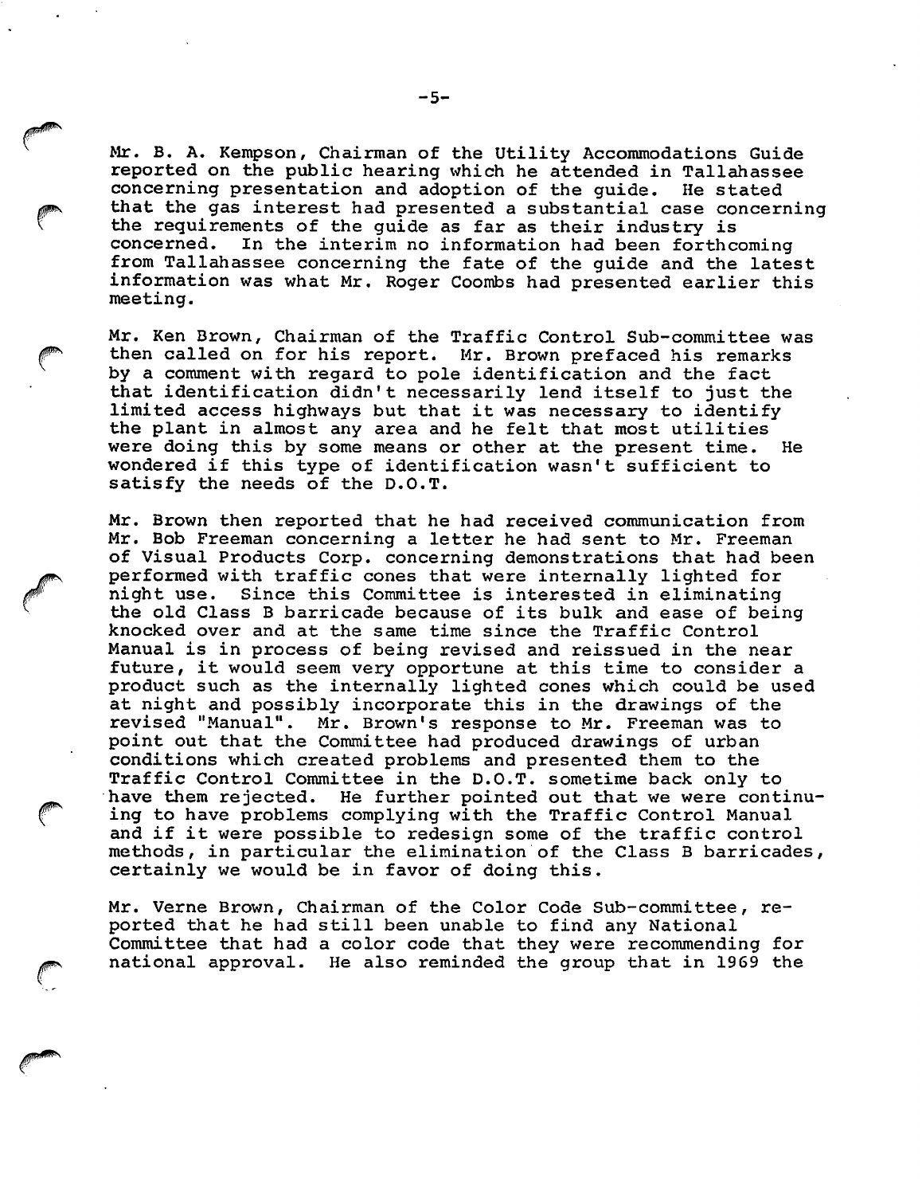Mr. B. A. Kempson, Chairman of the Utility Accommodations Guide reported on the public hearing which he attended in Tallahassee concerning presentation and adoption of the guide. He stated that the gas interest had presented a substantial case concerning the requirements of the guide as far as their industry is concerned. In the interim no information had been forthcoming from Tallahassee concerning the fate of the guide and the latest information was what Mr. Roger Coombs had presented earlier this meeting.

Mr. Ken Brown, Chairman of the Traffic Control Sub-committee was then called on for his report. Mr. Brown prefaced his remarks by a comment with regard to pole identification and the fact that identification didn't necessarily lend itself to just the limited access highways but that it was necessary to identify the plant in almost any area and he felt that most utilities were doing this by some means or other at the present time. He wondered if this type of identification wasn't sufficient to satisfy the needs of the D.O.T.

Mr. Brown then reported that he had received communication from Mr. Bob Freeman concerning a letter he had sent to Mr. Freeman of Visual Products Corp. concerning demonstrations that had been performed with traffic cones that were internally lighted for night use. Since this Committee is interested in eliminating the old Class B barricade because of its bulk and ease of being knocked over and at the same time since the Traffic Control Manual is in process of being revised and reissued in the near future, it would seem very opportune at this time to consider a product such as the internally lighted cones which could be used at night and possibly incorporate this in the drawings of the revised "Manual". Mr. Brown's response to Mr. Freeman was to point out that the Committee had produced drawings of urban conditions which created problems and presented them to the Traffic Control Committee in the D.O.T. sometime back only to have them rejected. He further pointed out that we were continuing to have problems complying with the Traffic Control Manual and if it were possible to redesign some of the traffic control methods, in particular the elimination of the Class B barricades, certainly we would be in favor of doing this.

Mr. Verne Brown, Chairman of the Color Code Sub-committee, reported that he had still been unable to find any National Committee that had a color code that they were recommending for national approval. He also reminded the group that in 1969 the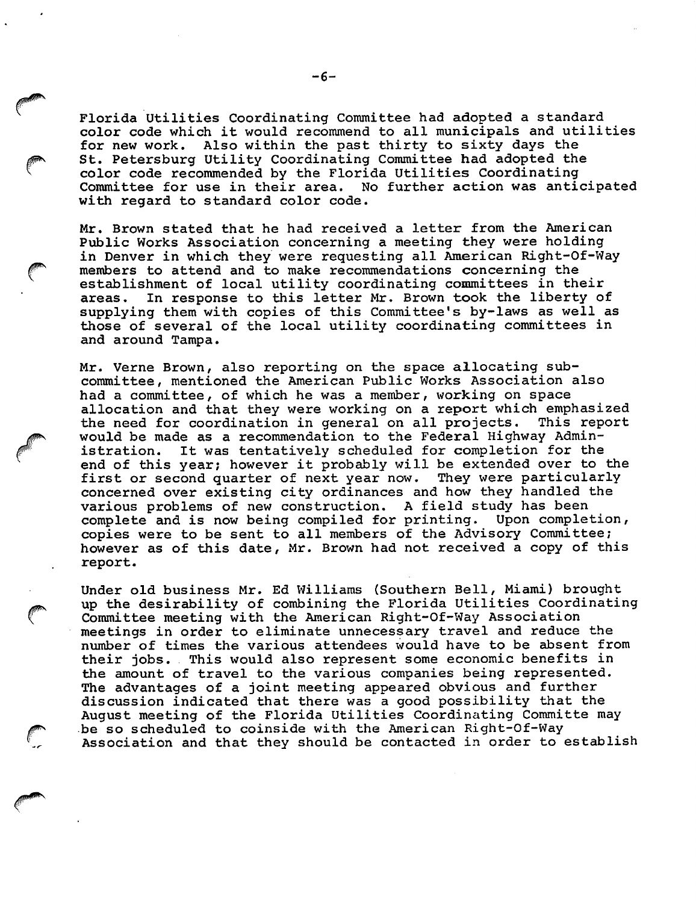Florida Utilities Coordinating Committee had adopted a standard color code which it would recommend to all municipals and utilities for new work. Also within the past thirty to sixty days the St. Petersburg Utility Coordinating Committee had adopted the color code recommended by the Florida Utilities Coordinating Committee for use in their area. No further action was anticipated with regard to standard color code.

Mr. Brown stated that he had received a letter from the American Public Works Association concerning a meeting they were holding in Denver in which they were requesting all American Right-Of-Way members to attend and to make recommendations concerning the establishment of local utility coordinating committees in their areas. In response to this letter Mr. Brown took the liberty of supplying them with copies of this Committee's by-laws as well as those of several of the local utility coordinating committees in and around Tampa.

Mr. Verne Brown, also reporting on the space allocating sub-committee, mentioned the American Public Works Association also had a committee, of which he was a member, working on space allocation and that they were working on a report which emphasized the need for coordination in general on all projects. This report would be made as a recommendation to the Federal Highway Administration. It was tentatively scheduled for completion for the end of this year; however it probably will be extended over to the first or second quarter of next year now. They were particularly concerned over existing city ordinances and how they handled the various problems of new construction. A field study has been complete and is now being compiled for printing. Upon completion, copies were to be sent to all members of the Advisory Committee; however as of this date, Mr. Brown had not received a copy of this report.

Under old business Mr. Ed Williams (Southern Bell, Miami) brought up the desirability of combining the Florida Utilities Coordinating Committee meeting with the American Right-Of-Way Association meetings in order to eliminate unnecessary travel and reduce the number of times the various attendees would have to be absent from their jobs. This would also represent some economic benefits in the amount of travel to the various companies being represented. The advantages of a joint meeting appeared obvious and further discussion indicated that there was a good possibility that the August meeting of the Florida Utilities Coordinating Committe may be so scheduled to coinside with the American Right-Of-Way Association and that they should be contacted in order to establish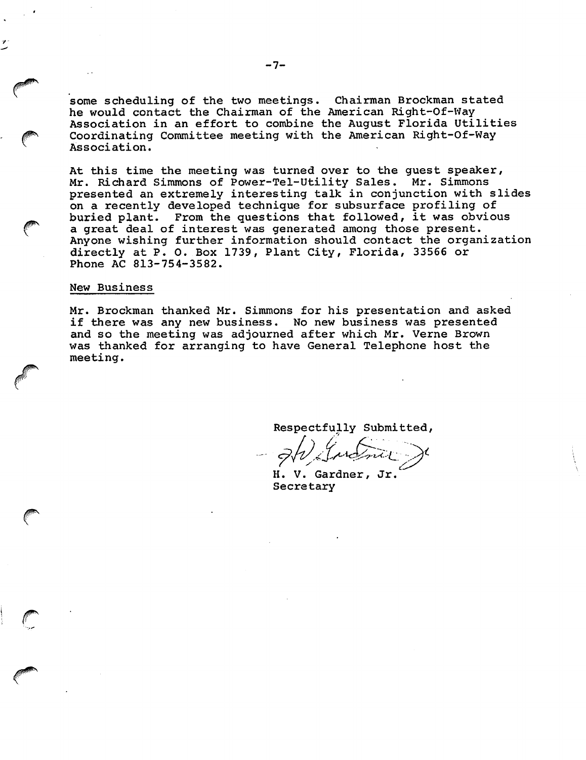some scheduling of the two meetings. Chairman Brockman stated he would contact the Chairman of the American Right-Of-Way Association in an effort to combine the August Florida Utilities Coordinating Committee meeting with the American Right-Of-Way Association.

At this time the meeting was turned over to the guest speaker, Mr. Richard Simmons of Power-Tel-Utility Sales. Mr. Simmons presented an extremely interesting talk in conjunction with slides on a recently developed technique for subsurface profiling of buried plant. From the questions that followed, it was obvious a great deal of interest was generated among those present. Anyone wishing further information should contact the organization directly at P. O. Box 1739, Plant City, Florida, 33566 or Phone AC 813-754-3582.

## New Business

Mr. Brockman thanked Mr. Simmons for his presentation and asked if there was any new business. No new business was presented and so the meeting was adjourned after which Mr. Verne Brown was thanked for arranging to have General Telephone host the meeting.

Respectfully Submitted,

H. V. Gardner, Jr.
Secretary